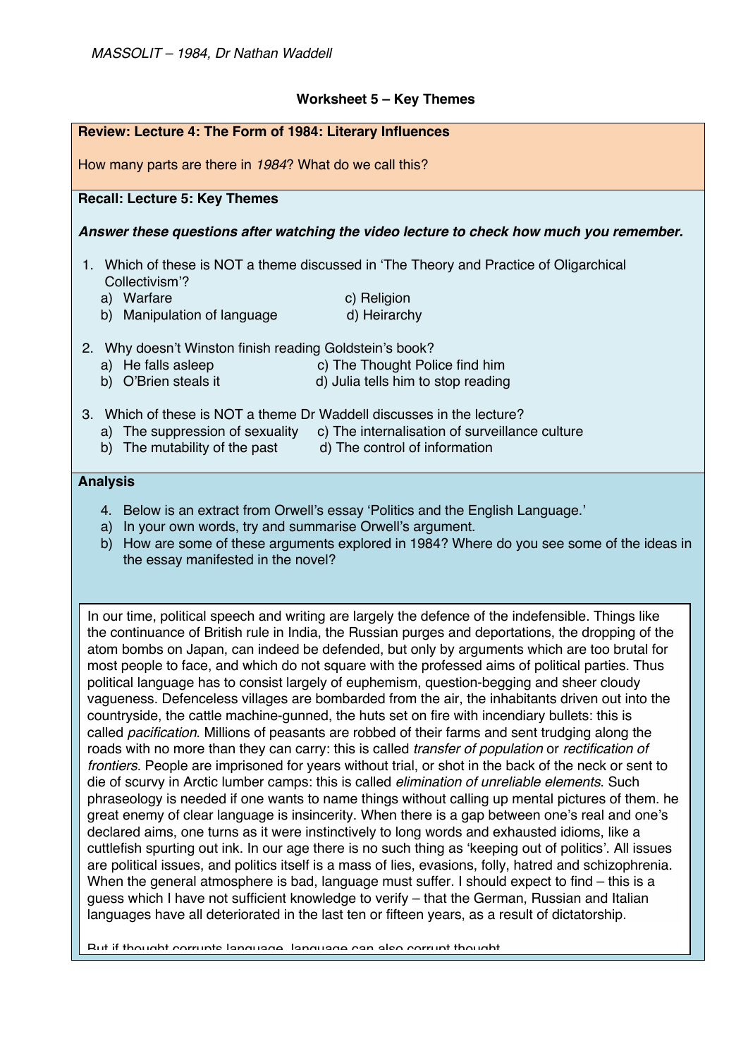*MASSOLIT – 1984, Dr Nathan Waddell*

**Worksheet 5 – Key Themes**

**Review: Lecture 4: The Form of 1984: Literary Influences**

How many parts are there in *1984*? What do we call this?

**Recall: Lecture 5: Key Themes**

***Answer these questions after watching the video lecture to check how much you remember.***

1. Which of these is NOT a theme discussed in 'The Theory and Practice of Oligarchical Collectivism'?
   a) Warfare
   b) Manipulation of language
   c) Religion
   d) Heirarchy

2. Why doesn't Winston finish reading Goldstein's book?
   a) He falls asleep
   b) O'Brien steals it
   c) The Thought Police find him
   d) Julia tells him to stop reading

3. Which of these is NOT a theme Dr Waddell discusses in the lecture?
   a) The suppression of sexuality
   b) The mutability of the past
   c) The internalisation of surveillance culture
   d) The control of information

**Analysis**

4. Below is an extract from Orwell's essay 'Politics and the English Language.'
   a) In your own words, try and summarise Orwell's argument.
   b) How are some of these arguments explored in 1984? Where do you see some of the ideas in the essay manifested in the novel?

> In our time, political speech and writing are largely the defence of the indefensible. Things like the continuance of British rule in India, the Russian purges and deportations, the dropping of the atom bombs on Japan, can indeed be defended, but only by arguments which are too brutal for most people to face, and which do not square with the professed aims of political parties. Thus political language has to consist largely of euphemism, question-begging and sheer cloudy vagueness. Defenceless villages are bombarded from the air, the inhabitants driven out into the countryside, the cattle machine-gunned, the huts set on fire with incendiary bullets: this is called *pacification*. Millions of peasants are robbed of their farms and sent trudging along the roads with no more than they can carry: this is called *transfer of population* or *rectification of frontiers*. People are imprisoned for years without trial, or shot in the back of the neck or sent to die of scurvy in Arctic lumber camps: this is called *elimination of unreliable elements*. Such phraseology is needed if one wants to name things without calling up mental pictures of them. he great enemy of clear language is insincerity. When there is a gap between one's real and one's declared aims, one turns as it were instinctively to long words and exhausted idioms, like a cuttlefish spurting out ink. In our age there is no such thing as 'keeping out of politics'. All issues are political issues, and politics itself is a mass of lies, evasions, folly, hatred and schizophrenia. When the general atmosphere is bad, language must suffer. I should expect to find – this is a guess which I have not sufficient knowledge to verify – that the German, Russian and Italian languages have all deteriorated in the last ten or fifteen years, as a result of dictatorship.
>
> But if thought corrupts language, language can also corrupt thought.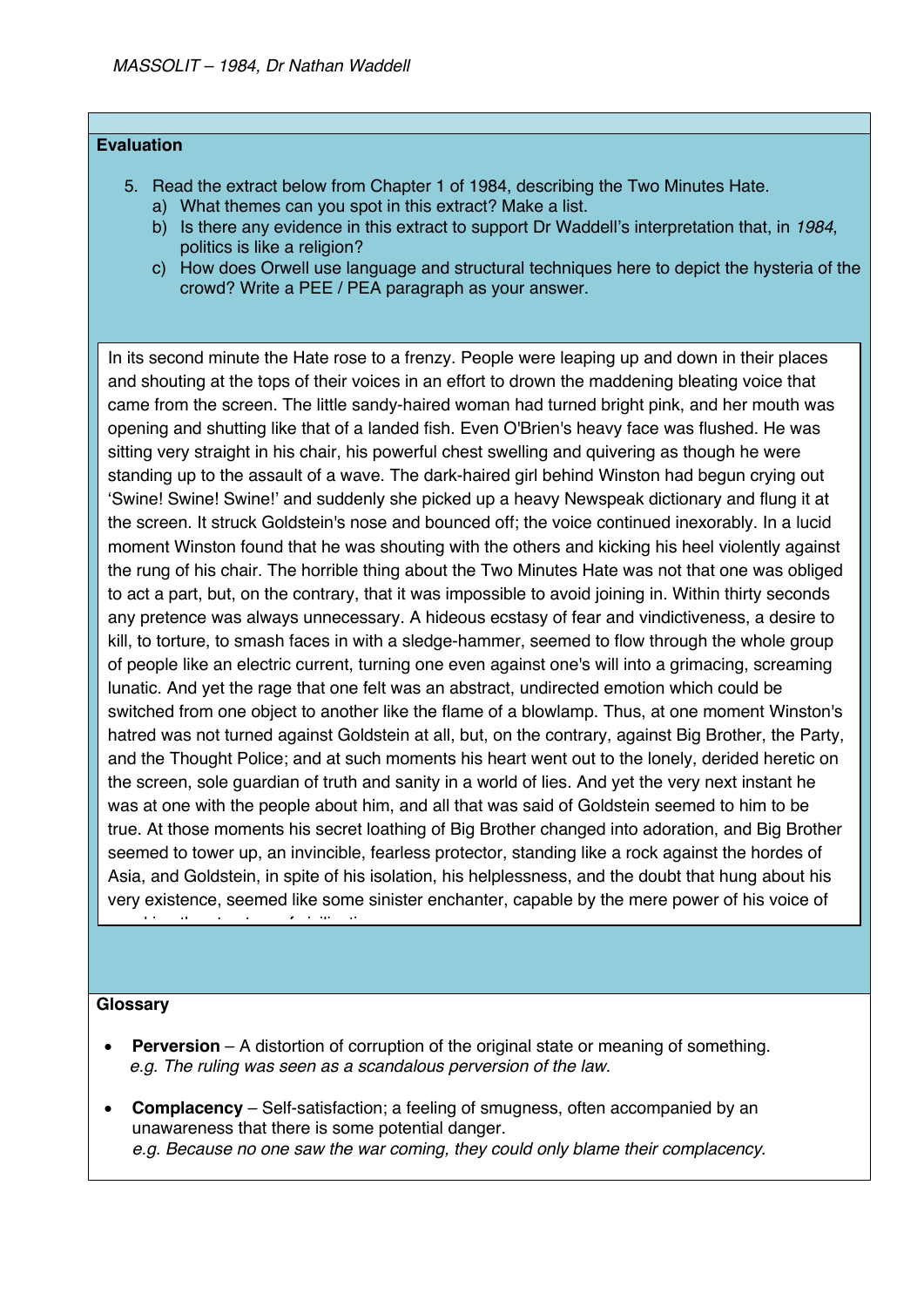## Evaluation

5. Read the extract below from Chapter 1 of 1984, describing the Two Minutes Hate.
   a) What themes can you spot in this extract? Make a list.
   b) Is there any evidence in this extract to support Dr Waddell's interpretation that, in *1984*, politics is like a religion?
   c) How does Orwell use language and structural techniques here to depict the hysteria of the crowd? Write a PEE / PEA paragraph as your answer.

> In its second minute the Hate rose to a frenzy. People were leaping up and down in their places and shouting at the tops of their voices in an effort to drown the maddening bleating voice that came from the screen. The little sandy-haired woman had turned bright pink, and her mouth was opening and shutting like that of a landed fish. Even O'Brien's heavy face was flushed. He was sitting very straight in his chair, his powerful chest swelling and quivering as though he were standing up to the assault of a wave. The dark-haired girl behind Winston had begun crying out 'Swine! Swine! Swine!' and suddenly she picked up a heavy Newspeak dictionary and flung it at the screen. It struck Goldstein's nose and bounced off; the voice continued inexorably. In a lucid moment Winston found that he was shouting with the others and kicking his heel violently against the rung of his chair. The horrible thing about the Two Minutes Hate was not that one was obliged to act a part, but, on the contrary, that it was impossible to avoid joining in. Within thirty seconds any pretence was always unnecessary. A hideous ecstasy of fear and vindictiveness, a desire to kill, to torture, to smash faces in with a sledge-hammer, seemed to flow through the whole group of people like an electric current, turning one even against one's will into a grimacing, screaming lunatic. And yet the rage that one felt was an abstract, undirected emotion which could be switched from one object to another like the flame of a blowlamp. Thus, at one moment Winston's hatred was not turned against Goldstein at all, but, on the contrary, against Big Brother, the Party, and the Thought Police; and at such moments his heart went out to the lonely, derided heretic on the screen, sole guardian of truth and sanity in a world of lies. And yet the very next instant he was at one with the people about him, and all that was said of Goldstein seemed to him to be true. At those moments his secret loathing of Big Brother changed into adoration, and Big Brother seemed to tower up, an invincible, fearless protector, standing like a rock against the hordes of Asia, and Goldstein, in spite of his isolation, his helplessness, and the doubt that hung about his very existence, seemed like some sinister enchanter, capable by the mere power of his voice of

## Glossary

- **Perversion** – A distortion of corruption of the original state or meaning of something.
  *e.g. The ruling was seen as a scandalous perversion of the law.*
- **Complacency** – Self-satisfaction; a feeling of smugness, often accompanied by an unawareness that there is some potential danger.
  *e.g. Because no one saw the war coming, they could only blame their complacency.*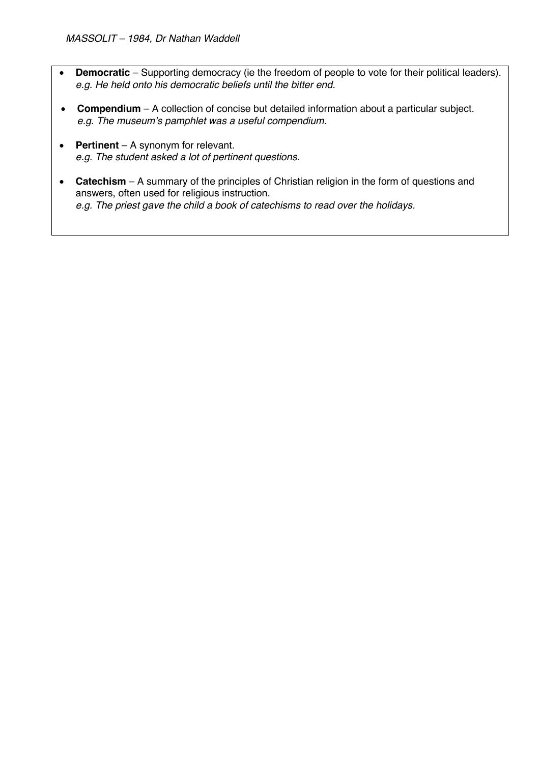- **Democratic** – Supporting democracy (ie the freedom of people to vote for their political leaders).
  *e.g. He held onto his democratic beliefs until the bitter end.*

- **Compendium** – A collection of concise but detailed information about a particular subject.
  *e.g. The museum's pamphlet was a useful compendium.*

- **Pertinent** – A synonym for relevant.
  *e.g. The student asked a lot of pertinent questions.*

- **Catechism** – A summary of the principles of Christian religion in the form of questions and answers, often used for religious instruction.
  *e.g. The priest gave the child a book of catechisms to read over the holidays.*